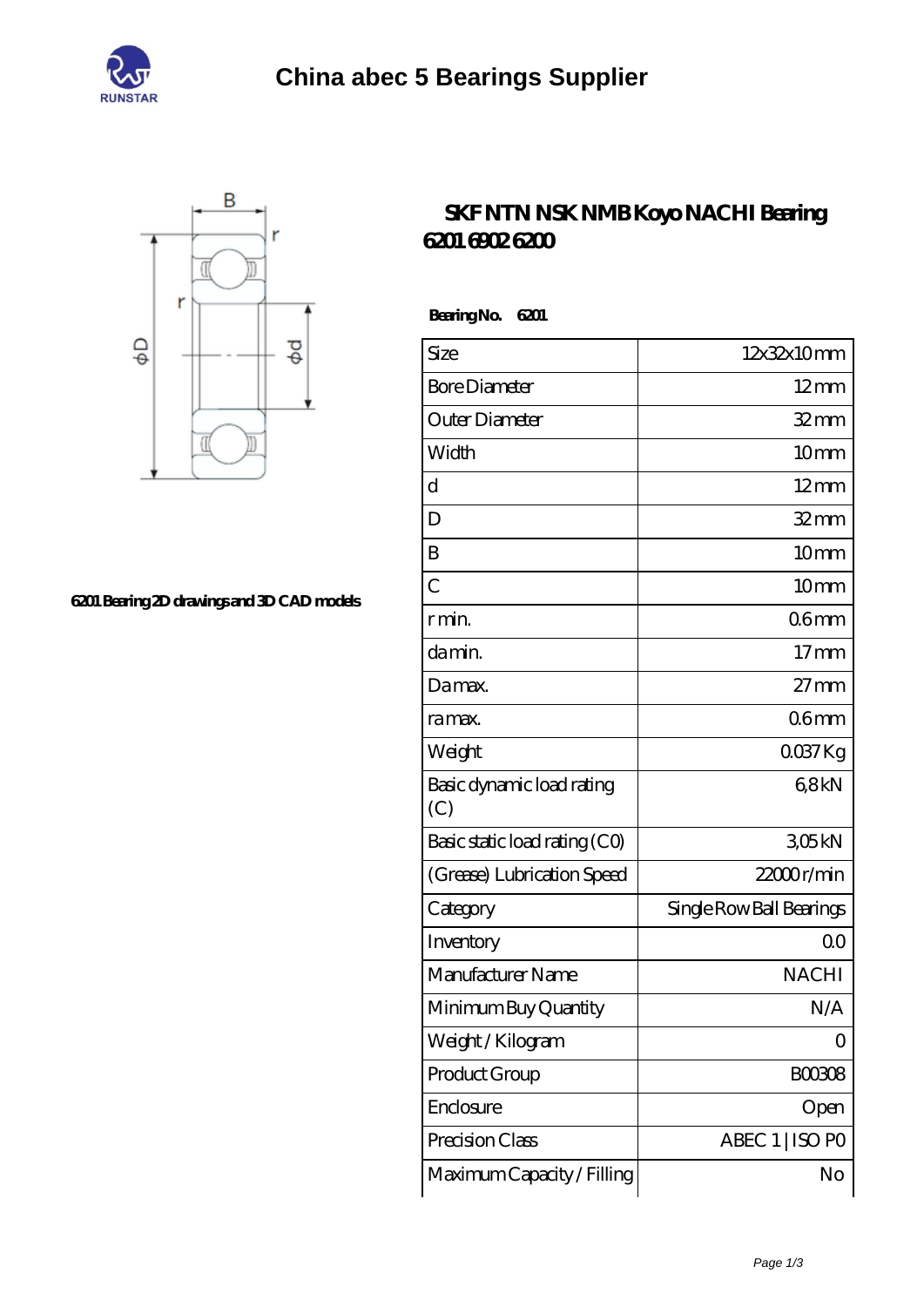# China abec 5 Bearings Supplier

## SKF NTN NSK NMB Koyo NACHI Bearing 6201 6902 6200

6201 Bearing 2D drawings and 3D CAD models

**Bearing No.** **6201**

| Size | 12x32x10 mm |
|---|---|
| Bore Diameter | 12 mm |
| Outer Diameter | 32 mm |
| Width | 10 mm |
| d | 12 mm |
| D | 32 mm |
| B | 10 mm |
| C | 10 mm |
| r min. | 0.6 mm |
| da min. | 17 mm |
| Da max. | 27 mm |
| ra max. | 0.6 mm |
| Weight | 0.037 Kg |
| Basic dynamic load rating (C) | 6,8 kN |
| Basic static load rating (C0) | 3,05 kN |
| (Grease) Lubrication Speed | 22000 r/min |
| Category | Single Row Ball Bearings |
| Inventory | 0.0 |
| Manufacturer Name | NACHI |
| Minimum Buy Quantity | N/A |
| Weight / Kilogram | 0 |
| Product Group | B00308 |
| Enclosure | Open |
| Precision Class | ABEC 1 \| ISO P0 |
| Maximum Capacity / Filling | No |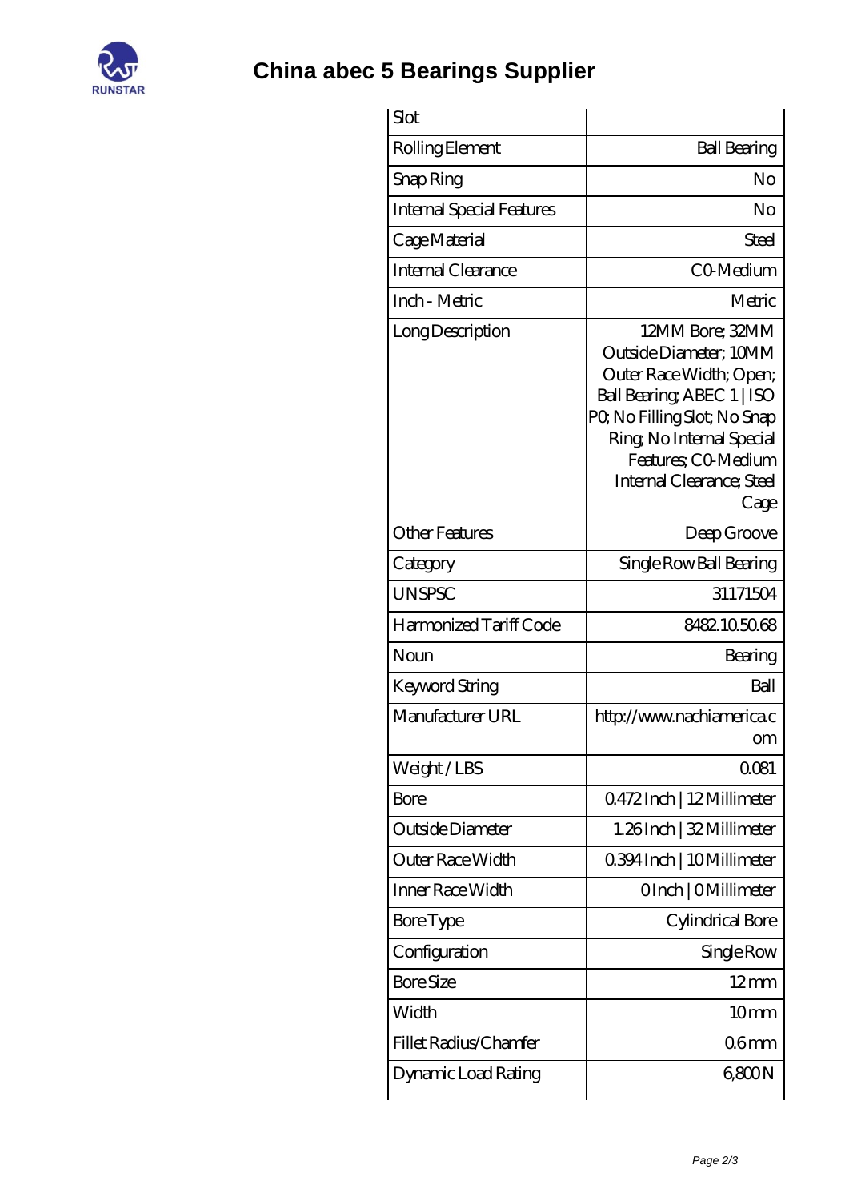# China abec 5 Bearings Supplier

| Slot | |
|---|---|
| Rolling Element | Ball Bearing |
| Snap Ring | No |
| Internal Special Features | No |
| Cage Material | Steel |
| Internal Clearance | C0-Medium |
| Inch - Metric | Metric |
| Long Description | 12MM Bore; 32MM Outside Diameter; 10MM Outer Race Width; Open; Ball Bearing; ABEC 1 \| ISO P0; No Filling Slot; No Snap Ring; No Internal Special Features; C0-Medium Internal Clearance; Steel Cage |
| Other Features | Deep Groove |
| Category | Single Row Ball Bearing |
| UNSPSC | 31171504 |
| Harmonized Tariff Code | 8482.10.50.68 |
| Noun | Bearing |
| Keyword String | Ball |
| Manufacturer URL | http://www.nachiamerica.com |
| Weight / LBS | 0.081 |
| Bore | 0.472 Inch \| 12 Millimeter |
| Outside Diameter | 1.26 Inch \| 32 Millimeter |
| Outer Race Width | 0.394 Inch \| 10 Millimeter |
| Inner Race Width | 0 Inch \| 0 Millimeter |
| Bore Type | Cylindrical Bore |
| Configuration | Single Row |
| Bore Size | 12 mm |
| Width | 10 mm |
| Fillet Radius/Chamfer | 0.6 mm |
| Dynamic Load Rating | 6,800 N |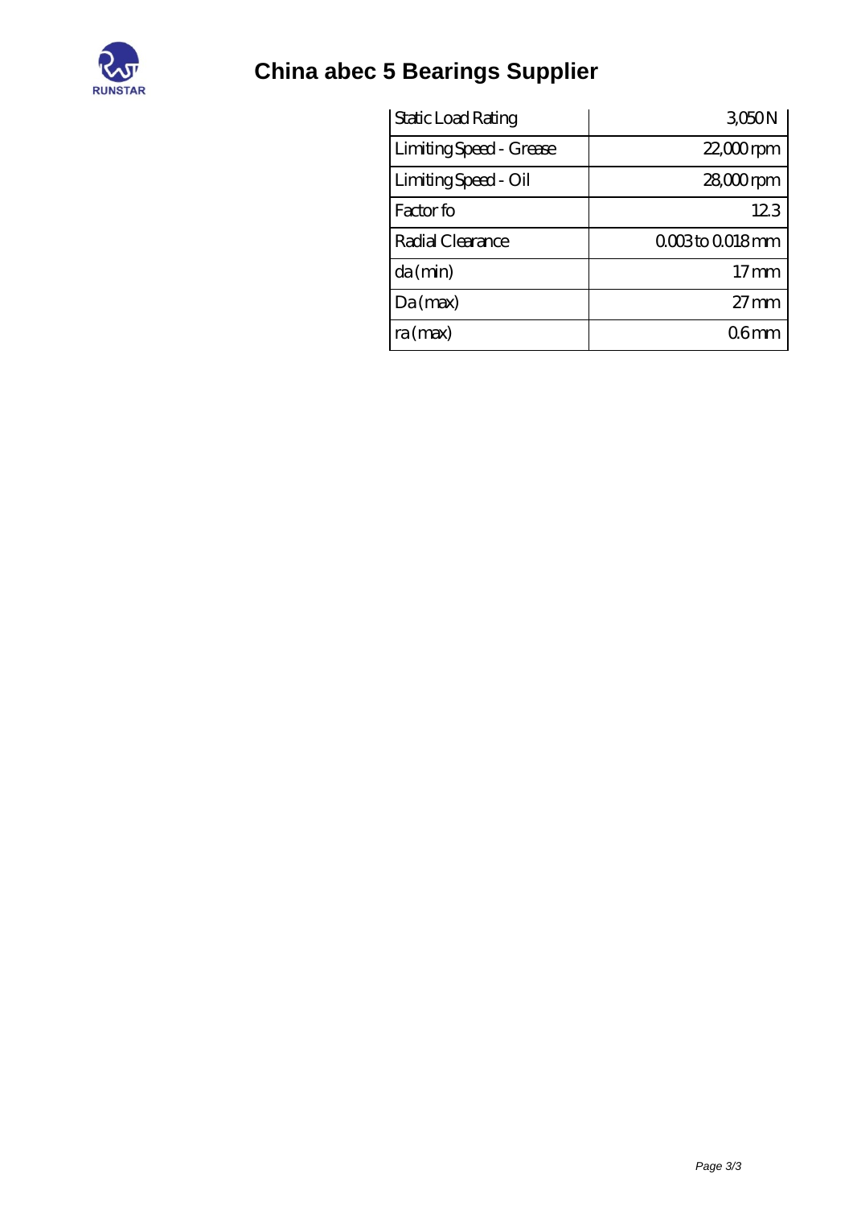# China abec 5 Bearings Supplier

| | |
|---|---|
| Static Load Rating | 3,050 N |
| Limiting Speed - Grease | 22,000 rpm |
| Limiting Speed - Oil | 28,000 rpm |
| Factor fo | 12.3 |
| Radial Clearance | 0.003 to 0.018 mm |
| da (min) | 17 mm |
| Da (max) | 27 mm |
| ra (max) | 0.6 mm |